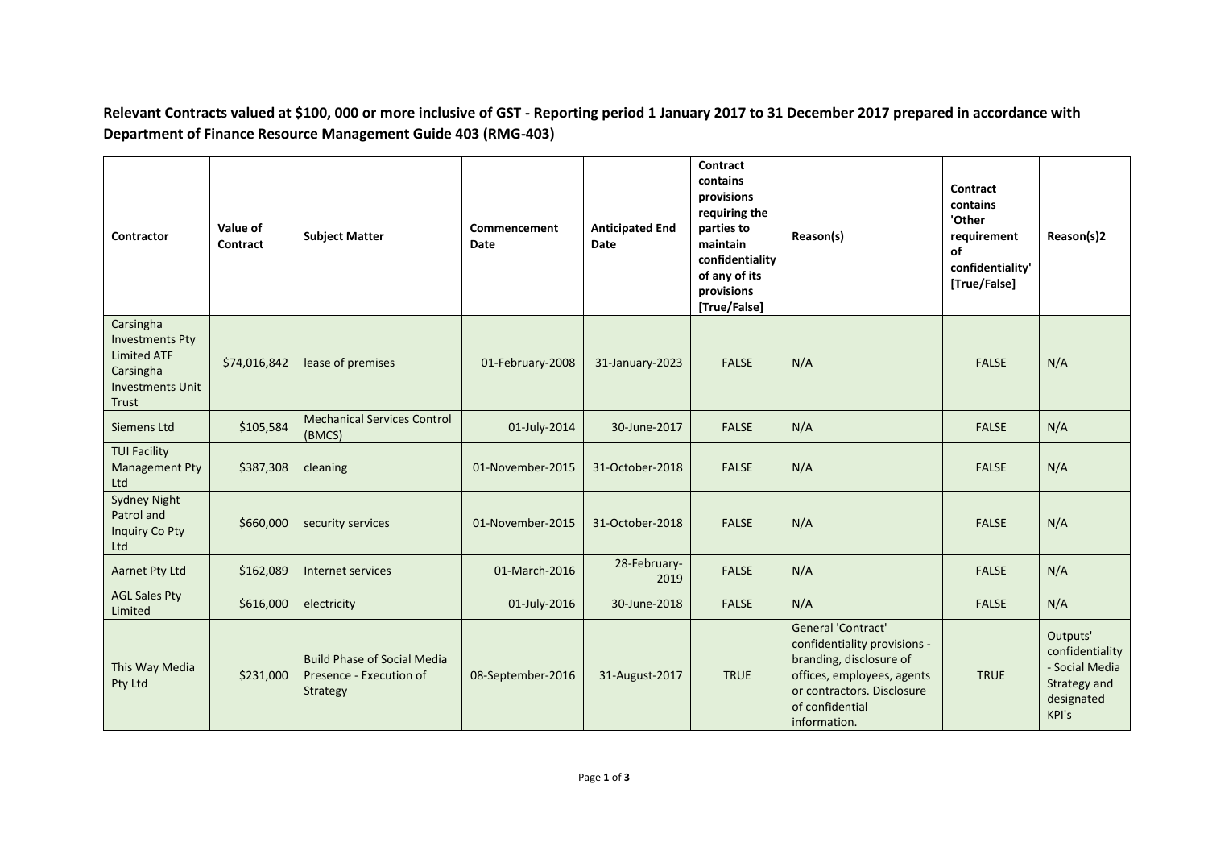**Relevant Contracts valued at $100, 000 or more inclusive of GST - Reporting period 1 January 2017 to 31 December 2017 prepared in accordance with Department of Finance Resource Management Guide 403 (RMG-403)**

| Contractor | Value of Contract | Subject Matter | Commencement Date | Anticipated End Date | Contract contains provisions requiring the parties to maintain confidentiality of any of its provisions [True/False] | Reason(s) | Contract contains 'Other requirement of confidentiality' [True/False] | Reason(s)2 |
|---|---|---|---|---|---|---|---|---|
| Carsingha Investments Pty Limited ATF Carsingha Investments Unit Trust | $74,016,842 | lease of premises | 01-February-2008 | 31-January-2023 | FALSE | N/A | FALSE | N/A |
| Siemens Ltd | $105,584 | Mechanical Services Control (BMCS) | 01-July-2014 | 30-June-2017 | FALSE | N/A | FALSE | N/A |
| TUI Facility Management Pty Ltd | $387,308 | cleaning | 01-November-2015 | 31-October-2018 | FALSE | N/A | FALSE | N/A |
| Sydney Night Patrol and Inquiry Co Pty Ltd | $660,000 | security services | 01-November-2015 | 31-October-2018 | FALSE | N/A | FALSE | N/A |
| Aarnet Pty Ltd | $162,089 | Internet services | 01-March-2016 | 28-February-2019 | FALSE | N/A | FALSE | N/A |
| AGL Sales Pty Limited | $616,000 | electricity | 01-July-2016 | 30-June-2018 | FALSE | N/A | FALSE | N/A |
| This Way Media Pty Ltd | $231,000 | Build Phase of Social Media Presence - Execution of Strategy | 08-September-2016 | 31-August-2017 | TRUE | General 'Contract' confidentiality provisions - branding, disclosure of offices, employees, agents or contractors. Disclosure of confidential information. | TRUE | Outputs' confidentiality - Social Media Strategy and designated KPI's |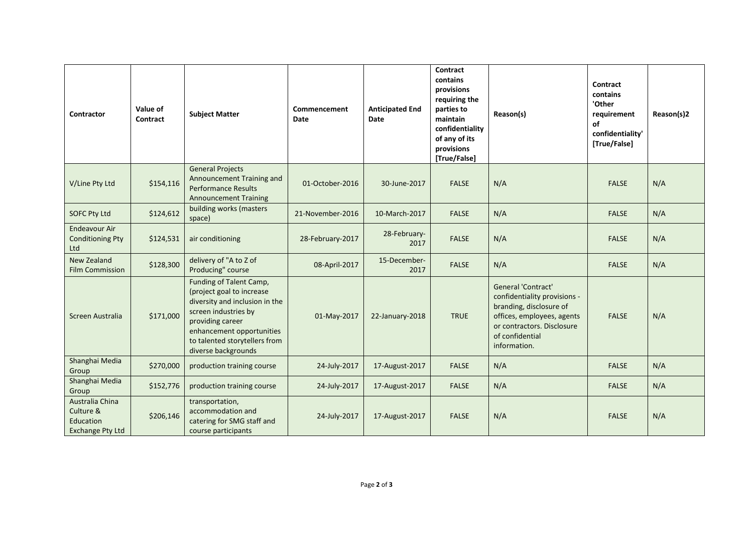| Contractor | Value of Contract | Subject Matter | Commencement Date | Anticipated End Date | Contract contains provisions requiring the parties to maintain confidentiality of any of its provisions [True/False] | Reason(s) | Contract contains 'Other requirement of confidentiality' [True/False] | Reason(s)2 |
|---|---|---|---|---|---|---|---|---|
| V/Line Pty Ltd | $154,116 | General Projects Announcement Training and Performance Results Announcement Training | 01-October-2016 | 30-June-2017 | FALSE | N/A | FALSE | N/A |
| SOFC Pty Ltd | $124,612 | building works (masters space) | 21-November-2016 | 10-March-2017 | FALSE | N/A | FALSE | N/A |
| Endeavour Air Conditioning Pty Ltd | $124,531 | air conditioning | 28-February-2017 | 28-February-2017 | FALSE | N/A | FALSE | N/A |
| New Zealand Film Commission | $128,300 | delivery of "A to Z of Producing" course | 08-April-2017 | 15-December-2017 | FALSE | N/A | FALSE | N/A |
| Screen Australia | $171,000 | Funding of Talent Camp, (project goal to increase diversity and inclusion in the screen industries by providing career enhancement opportunities to talented storytellers from diverse backgrounds | 01-May-2017 | 22-January-2018 | TRUE | General 'Contract' confidentiality provisions - branding, disclosure of offices, employees, agents or contractors. Disclosure of confidential information. | FALSE | N/A |
| Shanghai Media Group | $270,000 | production training course | 24-July-2017 | 17-August-2017 | FALSE | N/A | FALSE | N/A |
| Shanghai Media Group | $152,776 | production training course | 24-July-2017 | 17-August-2017 | FALSE | N/A | FALSE | N/A |
| Australia China Culture & Education Exchange Pty Ltd | $206,146 | transportation, accommodation and catering for SMG staff and course participants | 24-July-2017 | 17-August-2017 | FALSE | N/A | FALSE | N/A |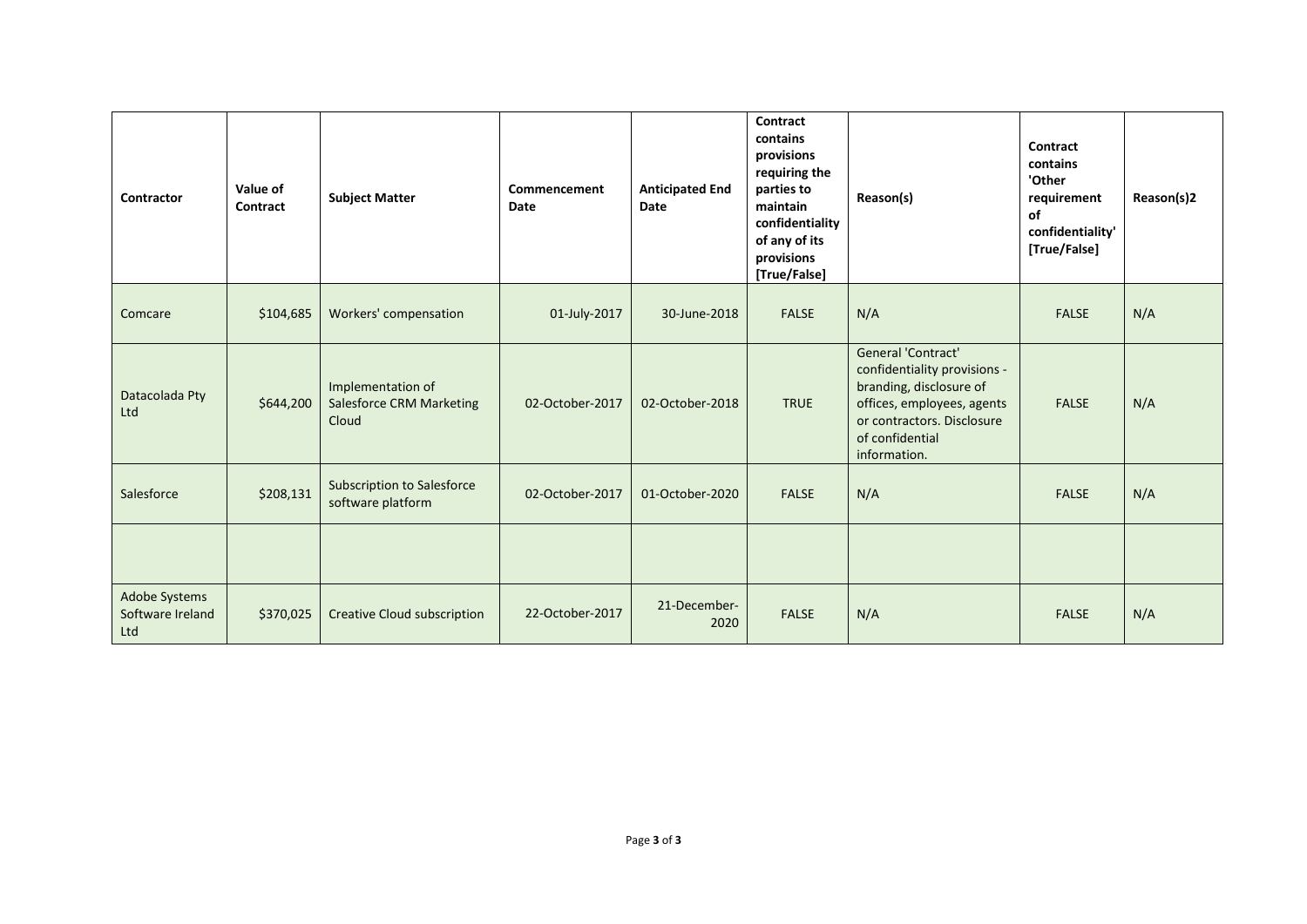| Contractor | Value of Contract | Subject Matter | Commencement Date | Anticipated End Date | Contract contains provisions requiring the parties to maintain confidentiality of any of its provisions [True/False] | Reason(s) | Contract contains 'Other requirement of confidentiality' [True/False] | Reason(s)2 |
|---|---|---|---|---|---|---|---|---|
| Comcare | $104,685 | Workers' compensation | 01-July-2017 | 30-June-2018 | FALSE | N/A | FALSE | N/A |
| Datacolada Pty Ltd | $644,200 | Implementation of Salesforce CRM Marketing Cloud | 02-October-2017 | 02-October-2018 | TRUE | General 'Contract' confidentiality provisions - branding, disclosure of offices, employees, agents or contractors. Disclosure of confidential information. | FALSE | N/A |
| Salesforce | $208,131 | Subscription to Salesforce software platform | 02-October-2017 | 01-October-2020 | FALSE | N/A | FALSE | N/A |
| | | | | | | | | |
| Adobe Systems Software Ireland Ltd | $370,025 | Creative Cloud subscription | 22-October-2017 | 21-December-2020 | FALSE | N/A | FALSE | N/A |